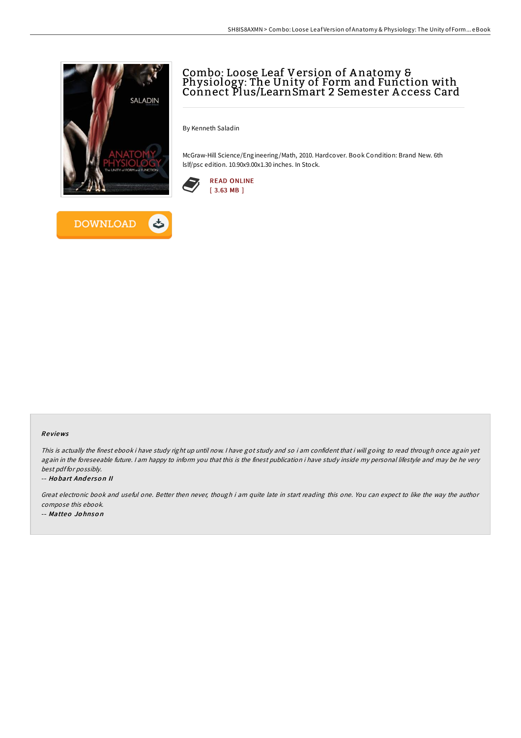# Combo: Loose Leaf Version of Anatomy & Physiology: The Unity of Form and Function with Connect Plus/LearnSmart 2 Semester Access Card

By Kenneth Saladin

McGraw-Hill Science/Engineering/Math, 2010. Hardcover. Book Condition: Brand New. 6th lslf/psc edition. 10.90x9.00x1.30 inches. In Stock.

READ ONLINE
[ 3.63 MB ]

DOWNLOAD

### Reviews

*This is actually the finest ebook i have study right up until now. I have got study and so i am confident that i will going to read through once again yet again in the foreseeable future. I am happy to inform you that this is the finest publication i have study inside my personal lifestyle and may be he very best pdf for possibly.*

-- ***Hobart Anderson II***

*Great electronic book and useful one. Better then never, though i am quite late in start reading this one. You can expect to like the way the author compose this ebook.*

-- ***Matteo Johnson***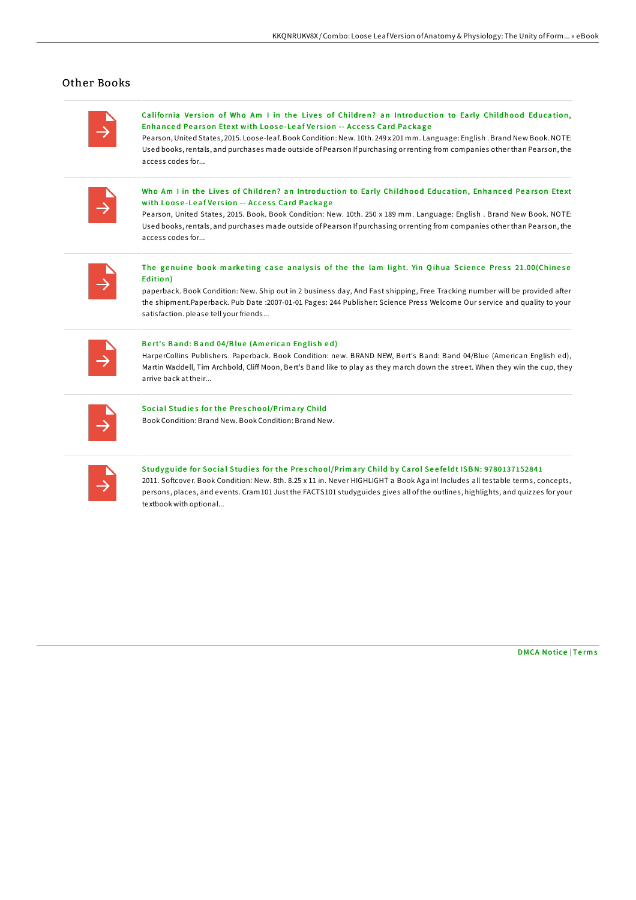## Other Books

**California Version of Who Am I in the Lives of Children? an Introduction to Early Childhood Education, Enhanced Pearson Etext with Loose-Leaf Version -- Access Card Package**

Pearson, United States, 2015. Loose-leaf. Book Condition: New. 10th. 249 x 201 mm. Language: English . Brand New Book. NOTE: Used books, rentals, and purchases made outside of Pearson If purchasing or renting from companies other than Pearson, the access codes for...

**Who Am I in the Lives of Children? an Introduction to Early Childhood Education, Enhanced Pearson Etext with Loose-Leaf Version -- Access Card Package**

Pearson, United States, 2015. Book. Book Condition: New. 10th. 250 x 189 mm. Language: English . Brand New Book. NOTE: Used books, rentals, and purchases made outside of Pearson If purchasing or renting from companies other than Pearson, the access codes for...

**The genuine book marketing case analysis of the the lam light. Yin Qihua Science Press 21.00(Chinese Edition)**

paperback. Book Condition: New. Ship out in 2 business day, And Fast shipping, Free Tracking number will be provided after the shipment.Paperback. Pub Date :2007-01-01 Pages: 244 Publisher: Science Press Welcome Our service and quality to your satisfaction. please tell your friends...

**Bert's Band: Band 04/Blue (American English ed)**

HarperCollins Publishers. Paperback. Book Condition: new. BRAND NEW, Bert's Band: Band 04/Blue (American English ed), Martin Waddell, Tim Archbold, Cliff Moon, Bert's Band like to play as they march down the street. When they win the cup, they arrive back at their...

**Social Studies for the Preschool/Primary Child**

Book Condition: Brand New. Book Condition: Brand New.

**Studyguide for Social Studies for the Preschool/Primary Child by Carol Seefeldt ISBN: 9780137152841**

2011. Softcover. Book Condition: New. 8th. 8.25 x 11 in. Never HIGHLIGHT a Book Again! Includes all testable terms, concepts, persons, places, and events. Cram101 Just the FACTS101 studyguides gives all of the outlines, highlights, and quizzes for your textbook with optional...

DMCA Notice | Terms